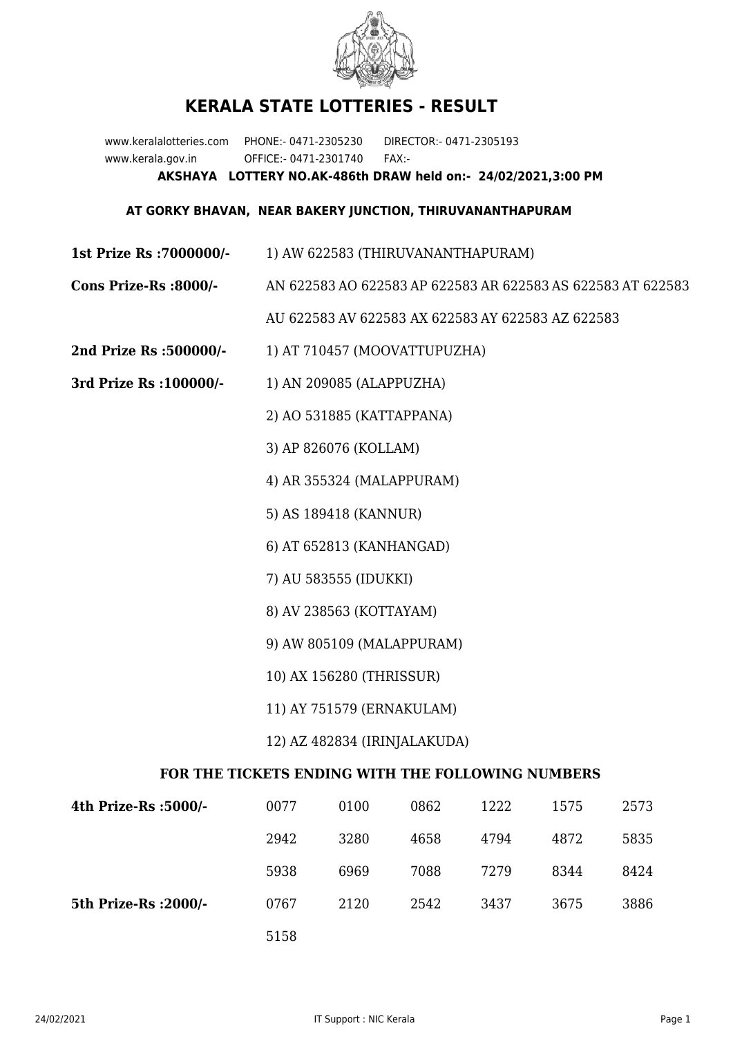# KERALA STATE LOTTERIES - RESULT

www.keralalotteries.com PHONE:- 0471-2305230 DIRECTOR:- 0471-2305193
www.kerala.gov.in OFFICE:- 0471-2301740 FAX:-

**AKSHAYA LOTTERY NO.AK-486th DRAW held on:- 24/02/2021,3:00 PM**

**AT GORKY BHAVAN, NEAR BAKERY JUNCTION, THIRUVANANTHAPURAM**

**1st Prize Rs :7000000/-** 1) AW 622583 (THIRUVANANTHAPURAM)

**Cons Prize-Rs :8000/-** AN 622583 AO 622583 AP 622583 AR 622583 AS 622583 AT 622583 AU 622583 AV 622583 AX 622583 AY 622583 AZ 622583

**2nd Prize Rs :500000/-** 1) AT 710457 (MOOVATTUPUZHA)

**3rd Prize Rs :100000/-**

1) AN 209085 (ALAPPUZHA)
2) AO 531885 (KATTAPPANA)
3) AP 826076 (KOLLAM)
4) AR 355324 (MALAPPURAM)
5) AS 189418 (KANNUR)
6) AT 652813 (KANHANGAD)
7) AU 583555 (IDUKKI)
8) AV 238563 (KOTTAYAM)
9) AW 805109 (MALAPPURAM)
10) AX 156280 (THRISSUR)
11) AY 751579 (ERNAKULAM)
12) AZ 482834 (IRINJALAKUDA)

## FOR THE TICKETS ENDING WITH THE FOLLOWING NUMBERS

| | | | | | | |
|---|---|---|---|---|---|---|
| **4th Prize-Rs :5000/-** | 0077 | 0100 | 0862 | 1222 | 1575 | 2573 |
| | 2942 | 3280 | 4658 | 4794 | 4872 | 5835 |
| | 5938 | 6969 | 7088 | 7279 | 8344 | 8424 |
| **5th Prize-Rs :2000/-** | 0767 | 2120 | 2542 | 3437 | 3675 | 3886 |
| | 5158 | | | | | |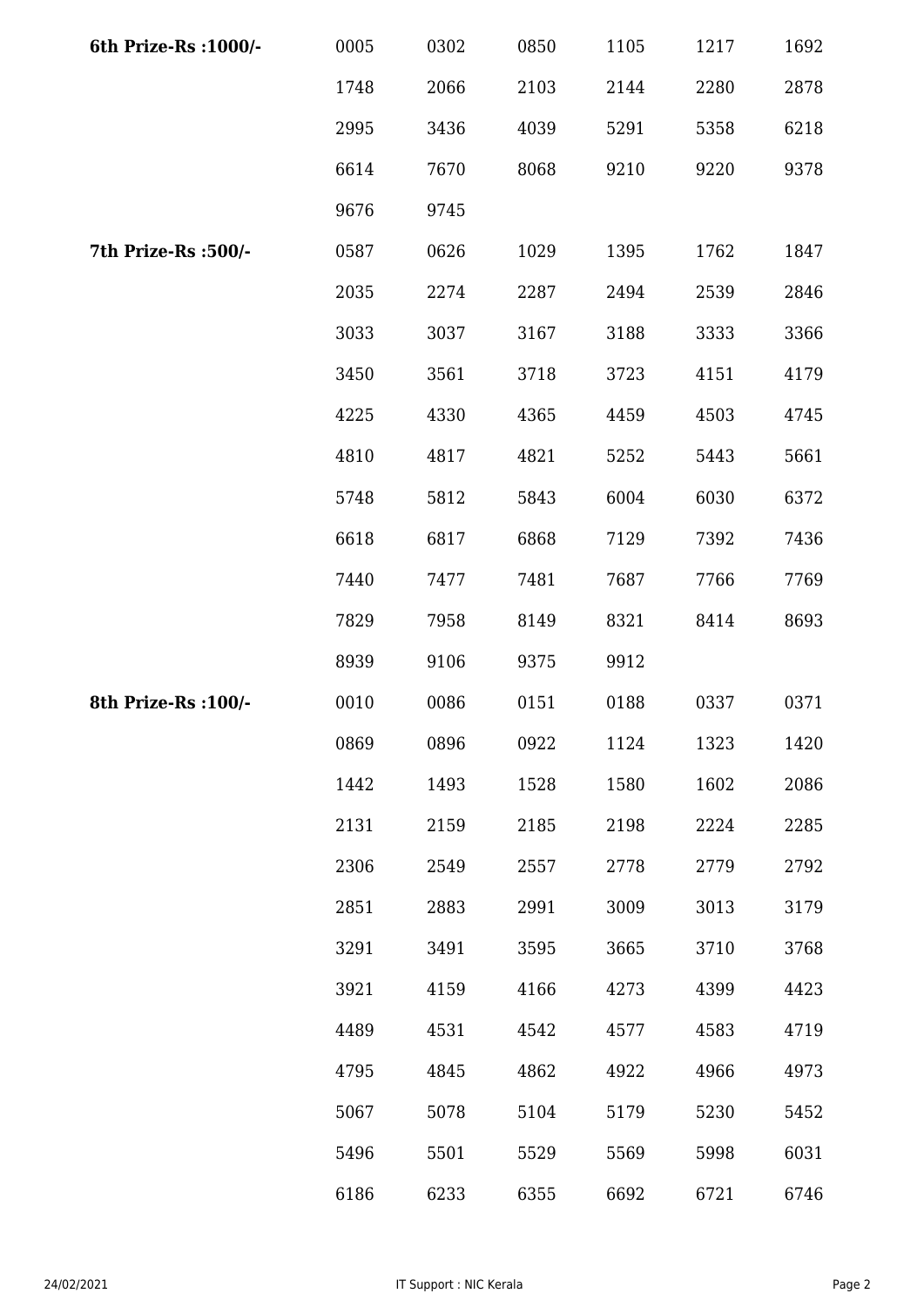| | | | | | | |
|---|---|---|---|---|---|---|
| **6th Prize-Rs :1000/-** | 0005 | 0302 | 0850 | 1105 | 1217 | 1692 |
| | 1748 | 2066 | 2103 | 2144 | 2280 | 2878 |
| | 2995 | 3436 | 4039 | 5291 | 5358 | 6218 |
| | 6614 | 7670 | 8068 | 9210 | 9220 | 9378 |
| | 9676 | 9745 | | | | |
| **7th Prize-Rs :500/-** | 0587 | 0626 | 1029 | 1395 | 1762 | 1847 |
| | 2035 | 2274 | 2287 | 2494 | 2539 | 2846 |
| | 3033 | 3037 | 3167 | 3188 | 3333 | 3366 |
| | 3450 | 3561 | 3718 | 3723 | 4151 | 4179 |
| | 4225 | 4330 | 4365 | 4459 | 4503 | 4745 |
| | 4810 | 4817 | 4821 | 5252 | 5443 | 5661 |
| | 5748 | 5812 | 5843 | 6004 | 6030 | 6372 |
| | 6618 | 6817 | 6868 | 7129 | 7392 | 7436 |
| | 7440 | 7477 | 7481 | 7687 | 7766 | 7769 |
| | 7829 | 7958 | 8149 | 8321 | 8414 | 8693 |
| | 8939 | 9106 | 9375 | 9912 | | |
| **8th Prize-Rs :100/-** | 0010 | 0086 | 0151 | 0188 | 0337 | 0371 |
| | 0869 | 0896 | 0922 | 1124 | 1323 | 1420 |
| | 1442 | 1493 | 1528 | 1580 | 1602 | 2086 |
| | 2131 | 2159 | 2185 | 2198 | 2224 | 2285 |
| | 2306 | 2549 | 2557 | 2778 | 2779 | 2792 |
| | 2851 | 2883 | 2991 | 3009 | 3013 | 3179 |
| | 3291 | 3491 | 3595 | 3665 | 3710 | 3768 |
| | 3921 | 4159 | 4166 | 4273 | 4399 | 4423 |
| | 4489 | 4531 | 4542 | 4577 | 4583 | 4719 |
| | 4795 | 4845 | 4862 | 4922 | 4966 | 4973 |
| | 5067 | 5078 | 5104 | 5179 | 5230 | 5452 |
| | 5496 | 5501 | 5529 | 5569 | 5998 | 6031 |
| | 6186 | 6233 | 6355 | 6692 | 6721 | 6746 |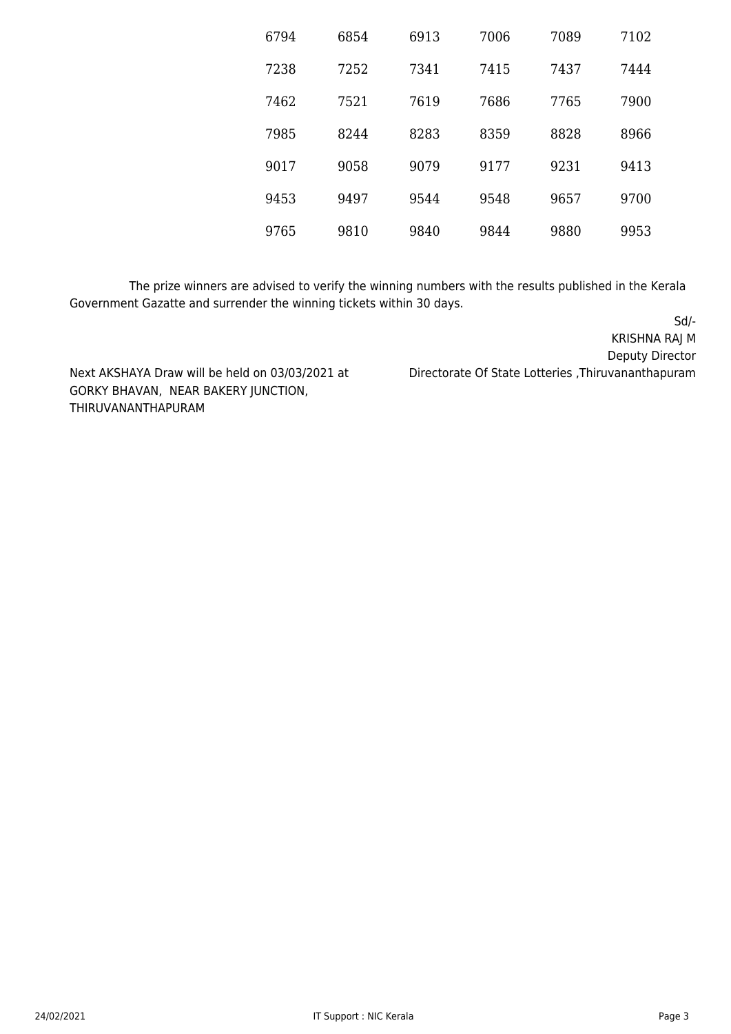| | | | | | |
|---|---|---|---|---|---|
| 6794 | 6854 | 6913 | 7006 | 7089 | 7102 |
| 7238 | 7252 | 7341 | 7415 | 7437 | 7444 |
| 7462 | 7521 | 7619 | 7686 | 7765 | 7900 |
| 7985 | 8244 | 8283 | 8359 | 8828 | 8966 |
| 9017 | 9058 | 9079 | 9177 | 9231 | 9413 |
| 9453 | 9497 | 9544 | 9548 | 9657 | 9700 |
| 9765 | 9810 | 9840 | 9844 | 9880 | 9953 |

The prize winners are advised to verify the winning numbers with the results published in the Kerala Government Gazatte and surrender the winning tickets within 30 days.

Sd/-
KRISHNA RAJ M
Deputy Director
Directorate Of State Lotteries ,Thiruvananthapuram

Next AKSHAYA Draw will be held on 03/03/2021 at GORKY BHAVAN, NEAR BAKERY JUNCTION, THIRUVANANTHAPURAM